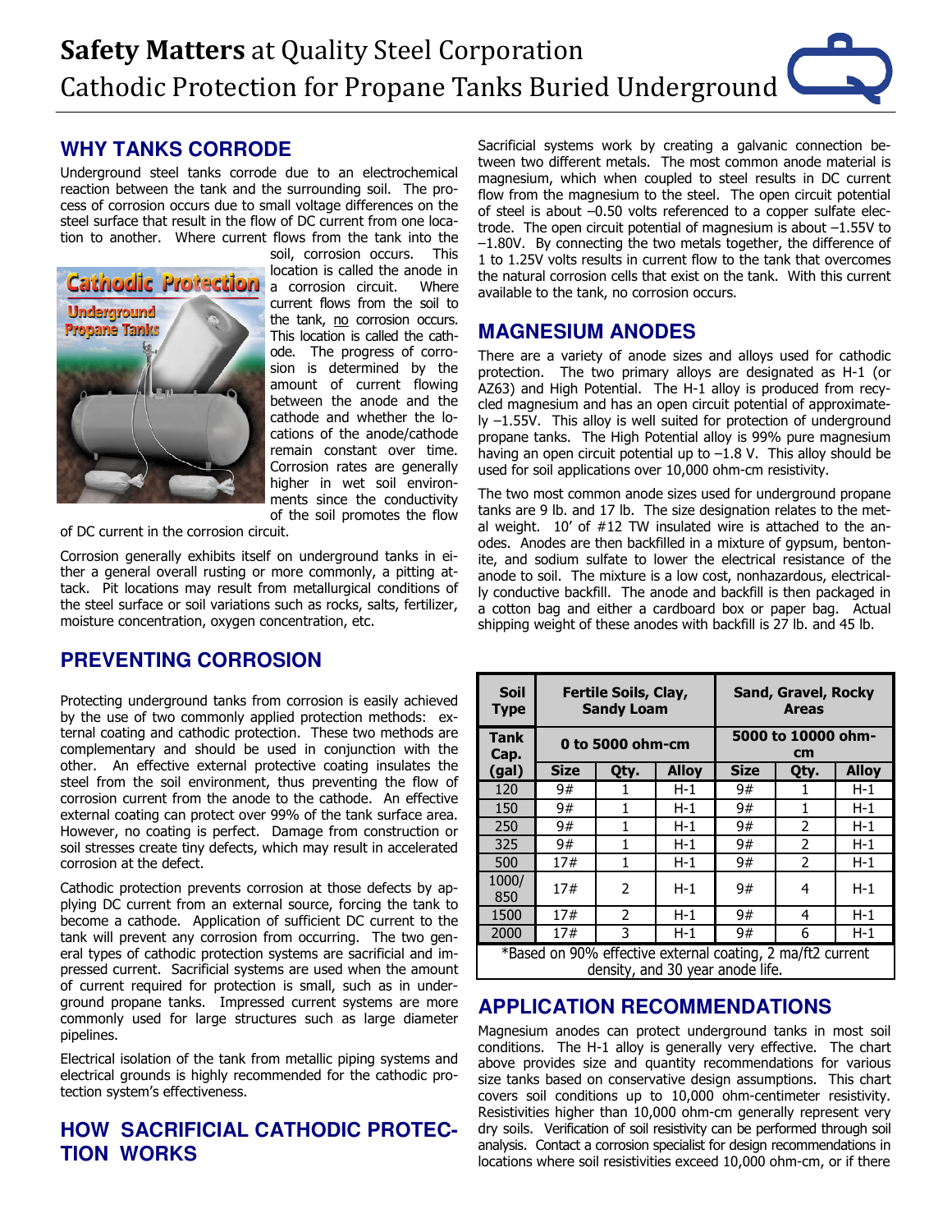# **Safety Matters** at Quality Steel Corporation
# Cathodic Protection for Propane Tanks Buried Underground

## WHY TANKS CORRODE

Underground steel tanks corrode due to an electrochemical reaction between the tank and the surrounding soil. The process of corrosion occurs due to small voltage differences on the steel surface that result in the flow of DC current from one location to another. Where current flows from the tank into the soil, corrosion occurs. This location is called the anode in a corrosion circuit. Where current flows from the soil to the tank, no corrosion occurs. This location is called the cathode. The progress of corrosion is determined by the amount of current flowing between the anode and the cathode and whether the locations of the anode/cathode remain constant over time. Corrosion rates are generally higher in wet soil environments since the conductivity of the soil promotes the flow of DC current in the corrosion circuit.

Corrosion generally exhibits itself on underground tanks in either a general overall rusting or more commonly, a pitting attack. Pit locations may result from metallurgical conditions of the steel surface or soil variations such as rocks, salts, fertilizer, moisture concentration, oxygen concentration, etc.

## PREVENTING CORROSION

Protecting underground tanks from corrosion is easily achieved by the use of two commonly applied protection methods: external coating and cathodic protection. These two methods are complementary and should be used in conjunction with the other. An effective external protective coating insulates the steel from the soil environment, thus preventing the flow of corrosion current from the anode to the cathode. An effective external coating can protect over 99% of the tank surface area. However, no coating is perfect. Damage from construction or soil stresses create tiny defects, which may result in accelerated corrosion at the defect.

Cathodic protection prevents corrosion at those defects by applying DC current from an external source, forcing the tank to become a cathode. Application of sufficient DC current to the tank will prevent any corrosion from occurring. The two general types of cathodic protection systems are sacrificial and impressed current. Sacrificial systems are used when the amount of current required for protection is small, such as in underground propane tanks. Impressed current systems are more commonly used for large structures such as large diameter pipelines.

Electrical isolation of the tank from metallic piping systems and electrical grounds is highly recommended for the cathodic protection system's effectiveness.

## HOW SACRIFICIAL CATHODIC PROTECTION WORKS

Sacrificial systems work by creating a galvanic connection between two different metals. The most common anode material is magnesium, which when coupled to steel results in DC current flow from the magnesium to the steel. The open circuit potential of steel is about –0.50 volts referenced to a copper sulfate electrode. The open circuit potential of magnesium is about –1.55V to –1.80V. By connecting the two metals together, the difference of 1 to 1.25V volts results in current flow to the tank that overcomes the natural corrosion cells that exist on the tank. With this current available to the tank, no corrosion occurs.

## MAGNESIUM ANODES

There are a variety of anode sizes and alloys used for cathodic protection. The two primary alloys are designated as H-1 (or AZ63) and High Potential. The H-1 alloy is produced from recycled magnesium and has an open circuit potential of approximately –1.55V. This alloy is well suited for protection of underground propane tanks. The High Potential alloy is 99% pure magnesium having an open circuit potential up to –1.8 V. This alloy should be used for soil applications over 10,000 ohm-cm resistivity.

The two most common anode sizes used for underground propane tanks are 9 lb. and 17 lb. The size designation relates to the metal weight. 10' of #12 TW insulated wire is attached to the anodes. Anodes are then backfilled in a mixture of gypsum, bentonite, and sodium sulfate to lower the electrical resistance of the anode to soil. The mixture is a low cost, nonhazardous, electrically conductive backfill. The anode and backfill is then packaged in a cotton bag and either a cardboard box or paper bag. Actual shipping weight of these anodes with backfill is 27 lb. and 45 lb.

| **Soil Type** | **Fertile Soils, Clay, Sandy Loam** | | | **Sand, Gravel, Rocky Areas** | | |
|---|---|---|---|---|---|---|
| **Tank Cap. (gal)** | **0 to 5000 ohm-cm** | | | **5000 to 10000 ohm-cm** | | |
| | **Size** | **Qty.** | **Alloy** | **Size** | **Qty.** | **Alloy** |
| 120 | 9# | 1 | H-1 | 9# | 1 | H-1 |
| 150 | 9# | 1 | H-1 | 9# | 1 | H-1 |
| 250 | 9# | 1 | H-1 | 9# | 2 | H-1 |
| 325 | 9# | 1 | H-1 | 9# | 2 | H-1 |
| 500 | 17# | 1 | H-1 | 9# | 2 | H-1 |
| 1000/ 850 | 17# | 2 | H-1 | 9# | 4 | H-1 |
| 1500 | 17# | 2 | H-1 | 9# | 4 | H-1 |
| 2000 | 17# | 3 | H-1 | 9# | 6 | H-1 |

*Based on 90% effective external coating, 2 ma/ft2 current density, and 30 year anode life.

## APPLICATION RECOMMENDATIONS

Magnesium anodes can protect underground tanks in most soil conditions. The H-1 alloy is generally very effective. The chart above provides size and quantity recommendations for various size tanks based on conservative design assumptions. This chart covers soil conditions up to 10,000 ohm-centimeter resistivity. Resistivities higher than 10,000 ohm-cm generally represent very dry soils. Verification of soil resistivity can be performed through soil analysis. Contact a corrosion specialist for design recommendations in locations where soil resistivities exceed 10,000 ohm-cm, or if there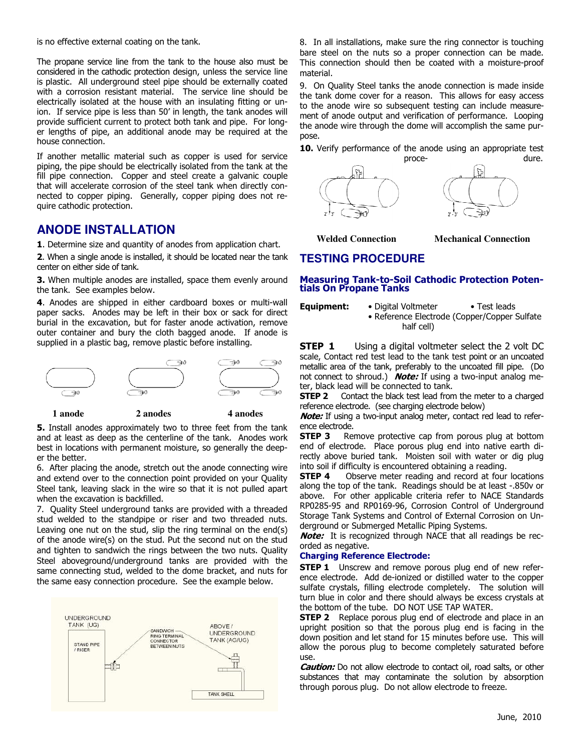is no effective external coating on the tank.

The propane service line from the tank to the house also must be considered in the cathodic protection design, unless the service line is plastic. All underground steel pipe should be externally coated with a corrosion resistant material. The service line should be electrically isolated at the house with an insulating fitting or union. If service pipe is less than 50' in length, the tank anodes will provide sufficient current to protect both tank and pipe. For longer lengths of pipe, an additional anode may be required at the house connection.

If another metallic material such as copper is used for service piping, the pipe should be electrically isolated from the tank at the fill pipe connection. Copper and steel create a galvanic couple that will accelerate corrosion of the steel tank when directly connected to copper piping. Generally, copper piping does not require cathodic protection.

## ANODE INSTALLATION

**1**. Determine size and quantity of anodes from application chart.

**2**. When a single anode is installed, it should be located near the tank center on either side of tank.

**3.** When multiple anodes are installed, space them evenly around the tank. See examples below.

**4**. Anodes are shipped in either cardboard boxes or multi-wall paper sacks. Anodes may be left in their box or sack for direct burial in the excavation, but for faster anode activation, remove outer container and bury the cloth bagged anode. If anode is supplied in a plastic bag, remove plastic before installing.

**1 anode** **2 anodes** **4 anodes**

**5.** Install anodes approximately two to three feet from the tank and at least as deep as the centerline of the tank. Anodes work best in locations with permanent moisture, so generally the deeper the better.

6. After placing the anode, stretch out the anode connecting wire and extend over to the connection point provided on your Quality Steel tank, leaving slack in the wire so that it is not pulled apart when the excavation is backfilled.

7. Quality Steel underground tanks are provided with a threaded stud welded to the standpipe or riser and two threaded nuts. Leaving one nut on the stud, slip the ring terminal on the end(s) of the anode wire(s) on the stud. Put the second nut on the stud and tighten to sandwich the rings between the two nuts. Quality Steel aboveground/underground tanks are provided with the same connecting stud, welded to the dome bracket, and nuts for the same easy connection procedure. See the example below.

UNDERGROUND TANK (UG)
STAND PIPE / RISER
SANDWICH RING TERMINAL CONNECTOR BETWEEN NUTS
ABOVE / UNDERGROUND TANK (AG/UG)
TANK SHELL

8. In all installations, make sure the ring connector is touching bare steel on the nuts so a proper connection can be made. This connection should then be coated with a moisture-proof material.

9. On Quality Steel tanks the anode connection is made inside the tank dome cover for a reason. This allows for easy access to the anode wire so subsequent testing can include measurement of anode output and verification of performance. Looping the anode wire through the dome will accomplish the same purpose.

**10.** Verify performance of the anode using an appropriate test procedure.

2'-3' 2'-3'

**Welded Connection** **Mechanical Connection**

## TESTING PROCEDURE

### Measuring Tank-to-Soil Cathodic Protection Potentials On Propane Tanks

**Equipment:** • Digital Voltmeter • Test leads • Reference Electrode (Copper/Copper Sulfate half cell)

**STEP 1** Using a digital voltmeter select the 2 volt DC scale, Contact red test lead to the tank test point or an uncoated metallic area of the tank, preferably to the uncoated fill pipe. (Do not connect to shroud.) ***Note:*** If using a two-input analog meter, black lead will be connected to tank.

**STEP 2** Contact the black test lead from the meter to a charged reference electrode. (see charging electrode below)

***Note:*** If using a two-input analog meter, contact red lead to reference electrode.

**STEP 3** Remove protective cap from porous plug at bottom end of electrode. Place porous plug end into native earth directly above buried tank. Moisten soil with water or dig plug into soil if difficulty is encountered obtaining a reading.

**STEP 4** Observe meter reading and record at four locations along the top of the tank. Readings should be at least -.850v or above. For other applicable criteria refer to NACE Standards RP0285-95 and RP0169-96, Corrosion Control of Underground Storage Tank Systems and Control of External Corrosion on Underground or Submerged Metallic Piping Systems.

***Note:*** It is recognized through NACE that all readings be recorded as negative.

### Charging Reference Electrode:

**STEP 1** Unscrew and remove porous plug end of new reference electrode. Add de-ionized or distilled water to the copper sulfate crystals, filling electrode completely. The solution will turn blue in color and there should always be excess crystals at the bottom of the tube. DO NOT USE TAP WATER.

**STEP 2** Replace porous plug end of electrode and place in an upright position so that the porous plug end is facing in the down position and let stand for 15 minutes before use. This will allow the porous plug to become completely saturated before use.

***Caution:*** Do not allow electrode to contact oil, road salts, or other substances that may contaminate the solution by absorption through porous plug. Do not allow electrode to freeze.

June, 2010